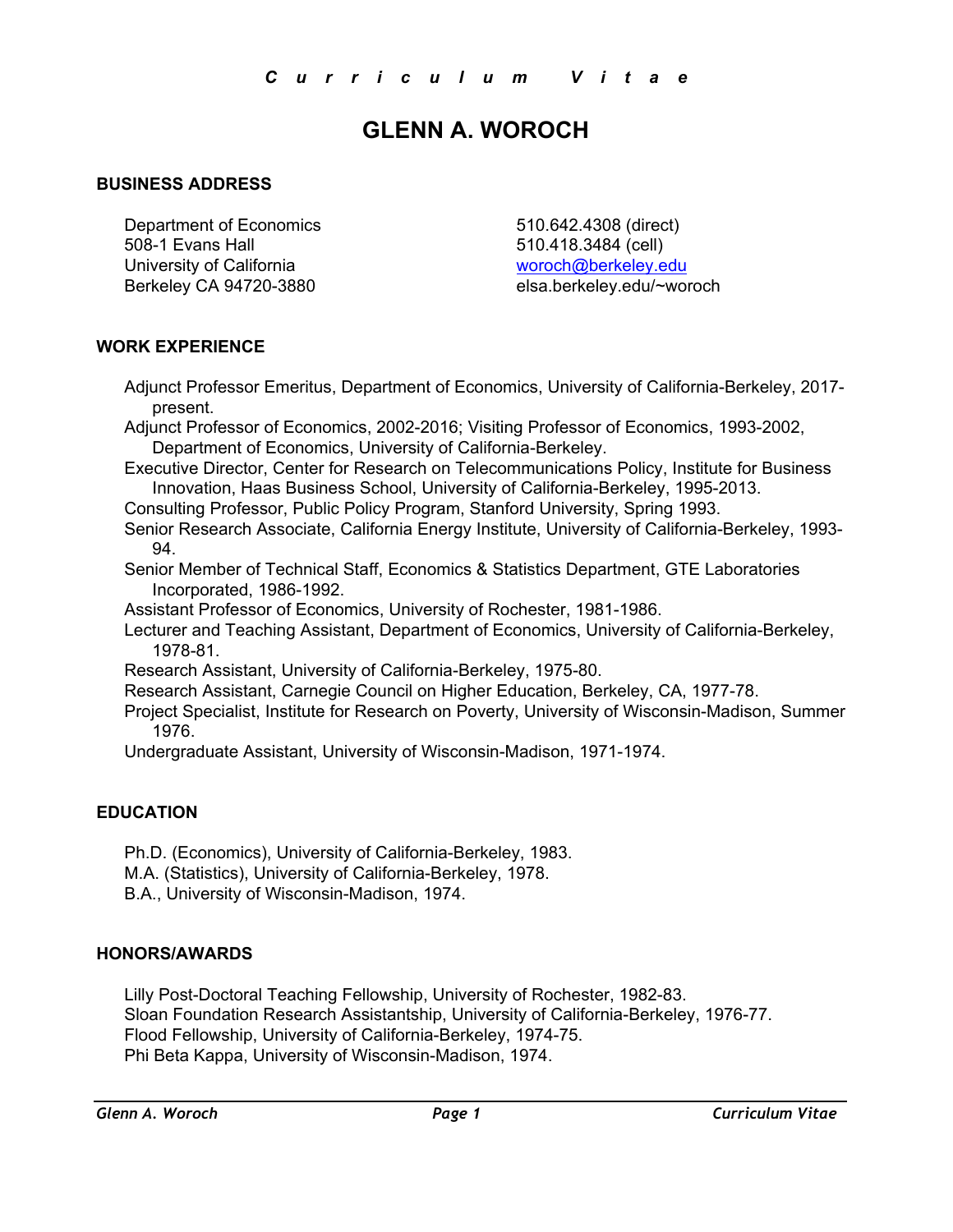*Curriculum Vitae*

# GLENN A. WOROCH

## BUSINESS ADDRESS

Department of Economics
508-1 Evans Hall
University of California
Berkeley CA 94720-3880

510.642.4308 (direct)
510.418.3484 (cell)
woroch@berkeley.edu
elsa.berkeley.edu/~woroch

## WORK EXPERIENCE

Adjunct Professor Emeritus, Department of Economics, University of California-Berkeley, 2017-present.

Adjunct Professor of Economics, 2002-2016; Visiting Professor of Economics, 1993-2002, Department of Economics, University of California-Berkeley.

Executive Director, Center for Research on Telecommunications Policy, Institute for Business Innovation, Haas Business School, University of California-Berkeley, 1995-2013.

Consulting Professor, Public Policy Program, Stanford University, Spring 1993.

Senior Research Associate, California Energy Institute, University of California-Berkeley, 1993-94.

Senior Member of Technical Staff, Economics & Statistics Department, GTE Laboratories Incorporated, 1986-1992.

Assistant Professor of Economics, University of Rochester, 1981-1986.

Lecturer and Teaching Assistant, Department of Economics, University of California-Berkeley, 1978-81.

Research Assistant, University of California-Berkeley, 1975-80.

Research Assistant, Carnegie Council on Higher Education, Berkeley, CA, 1977-78.

Project Specialist, Institute for Research on Poverty, University of Wisconsin-Madison, Summer 1976.

Undergraduate Assistant, University of Wisconsin-Madison, 1971-1974.

## EDUCATION

Ph.D. (Economics), University of California-Berkeley, 1983.
M.A. (Statistics), University of California-Berkeley, 1978.
B.A., University of Wisconsin-Madison, 1974.

## HONORS/AWARDS

Lilly Post-Doctoral Teaching Fellowship, University of Rochester, 1982-83.
Sloan Foundation Research Assistantship, University of California-Berkeley, 1976-77.
Flood Fellowship, University of California-Berkeley, 1974-75.
Phi Beta Kappa, University of Wisconsin-Madison, 1974.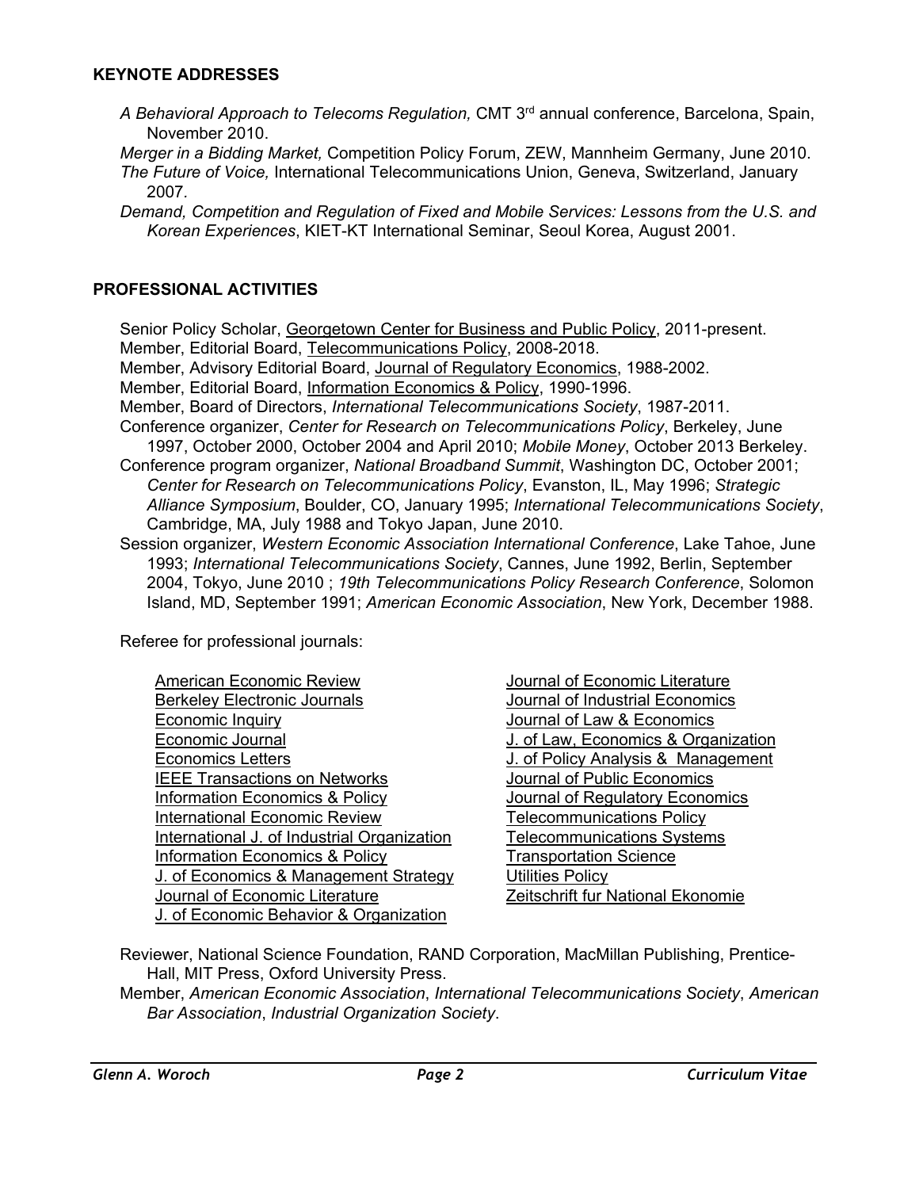## KEYNOTE ADDRESSES

*A Behavioral Approach to Telecoms Regulation,* CMT 3rd annual conference, Barcelona, Spain, November 2010.

*Merger in a Bidding Market,* Competition Policy Forum, ZEW, Mannheim Germany, June 2010.

*The Future of Voice,* International Telecommunications Union, Geneva, Switzerland, January 2007.

*Demand, Competition and Regulation of Fixed and Mobile Services: Lessons from the U.S. and Korean Experiences*, KIET-KT International Seminar, Seoul Korea, August 2001.

## PROFESSIONAL ACTIVITIES

Senior Policy Scholar, Georgetown Center for Business and Public Policy, 2011-present.

Member, Editorial Board, Telecommunications Policy, 2008-2018.

Member, Advisory Editorial Board, Journal of Regulatory Economics, 1988-2002.

Member, Editorial Board, Information Economics & Policy, 1990-1996.

Member, Board of Directors, *International Telecommunications Society*, 1987-2011.

Conference organizer, *Center for Research on Telecommunications Policy*, Berkeley, June 1997, October 2000, October 2004 and April 2010; *Mobile Money*, October 2013 Berkeley.

Conference program organizer, *National Broadband Summit*, Washington DC, October 2001; *Center for Research on Telecommunications Policy*, Evanston, IL, May 1996; *Strategic Alliance Symposium*, Boulder, CO, January 1995; *International Telecommunications Society*, Cambridge, MA, July 1988 and Tokyo Japan, June 2010.

Session organizer, *Western Economic Association International Conference*, Lake Tahoe, June 1993; *International Telecommunications Society*, Cannes, June 1992, Berlin, September 2004, Tokyo, June 2010 ; *19th Telecommunications Policy Research Conference*, Solomon Island, MD, September 1991; *American Economic Association*, New York, December 1988.

Referee for professional journals:

- American Economic Review
- Berkeley Electronic Journals
- Economic Inquiry
- Economic Journal
- Economics Letters
- IEEE Transactions on Networks
- Information Economics & Policy
- International Economic Review
- International J. of Industrial Organization
- Information Economics & Policy
- J. of Economics & Management Strategy
- Journal of Economic Literature
- J. of Economic Behavior & Organization
- Journal of Economic Literature
- Journal of Industrial Economics
- Journal of Law & Economics
- J. of Law, Economics & Organization
- J. of Policy Analysis & Management
- Journal of Public Economics
- Journal of Regulatory Economics
- Telecommunications Policy
- Telecommunications Systems
- Transportation Science
- Utilities Policy
- Zeitschrift fur National Ekonomie

Reviewer, National Science Foundation, RAND Corporation, MacMillan Publishing, Prentice-Hall, MIT Press, Oxford University Press.

Member, *American Economic Association*, *International Telecommunications Society*, *American Bar Association*, *Industrial Organization Society*.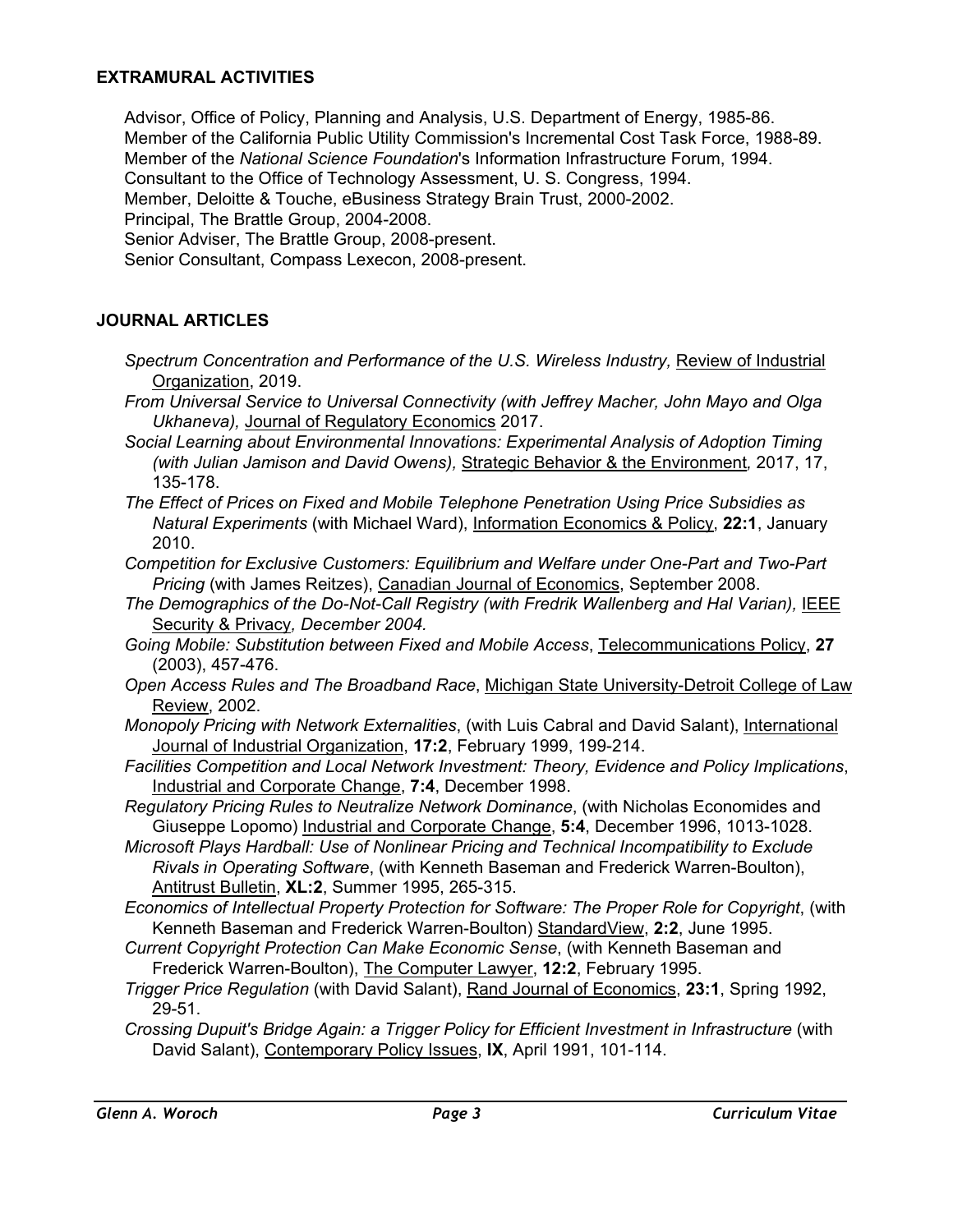## EXTRAMURAL ACTIVITIES

Advisor, Office of Policy, Planning and Analysis, U.S. Department of Energy, 1985-86.
Member of the California Public Utility Commission's Incremental Cost Task Force, 1988-89.
Member of the *National Science Foundation*'s Information Infrastructure Forum, 1994.
Consultant to the Office of Technology Assessment, U. S. Congress, 1994.
Member, Deloitte & Touche, eBusiness Strategy Brain Trust, 2000-2002.
Principal, The Brattle Group, 2004-2008.
Senior Adviser, The Brattle Group, 2008-present.
Senior Consultant, Compass Lexecon, 2008-present.

## JOURNAL ARTICLES

*Spectrum Concentration and Performance of the U.S. Wireless Industry,* Review of Industrial Organization, 2019.

*From Universal Service to Universal Connectivity (with Jeffrey Macher, John Mayo and Olga Ukhaneva),* Journal of Regulatory Economics 2017.

*Social Learning about Environmental Innovations: Experimental Analysis of Adoption Timing (with Julian Jamison and David Owens),* Strategic Behavior & the Environment*,* 2017, 17, 135-178.

*The Effect of Prices on Fixed and Mobile Telephone Penetration Using Price Subsidies as Natural Experiments* (with Michael Ward), Information Economics & Policy, **22:1**, January 2010.

*Competition for Exclusive Customers: Equilibrium and Welfare under One-Part and Two-Part Pricing* (with James Reitzes), Canadian Journal of Economics, September 2008.

*The Demographics of the Do-Not-Call Registry (with Fredrik Wallenberg and Hal Varian),* IEEE Security & Privacy*, December 2004.*

*Going Mobile: Substitution between Fixed and Mobile Access*, Telecommunications Policy, **27** (2003), 457-476.

*Open Access Rules and The Broadband Race*, Michigan State University-Detroit College of Law Review, 2002.

*Monopoly Pricing with Network Externalities*, (with Luis Cabral and David Salant), International Journal of Industrial Organization, **17:2**, February 1999, 199-214.

*Facilities Competition and Local Network Investment: Theory, Evidence and Policy Implications*, Industrial and Corporate Change, **7:4**, December 1998.

*Regulatory Pricing Rules to Neutralize Network Dominance*, (with Nicholas Economides and Giuseppe Lopomo) Industrial and Corporate Change, **5:4**, December 1996, 1013-1028.

*Microsoft Plays Hardball: Use of Nonlinear Pricing and Technical Incompatibility to Exclude Rivals in Operating Software*, (with Kenneth Baseman and Frederick Warren-Boulton), Antitrust Bulletin, **XL:2**, Summer 1995, 265-315.

*Economics of Intellectual Property Protection for Software: The Proper Role for Copyright*, (with Kenneth Baseman and Frederick Warren-Boulton) StandardView, **2:2**, June 1995.

*Current Copyright Protection Can Make Economic Sense*, (with Kenneth Baseman and Frederick Warren-Boulton), The Computer Lawyer, **12:2**, February 1995.

*Trigger Price Regulation* (with David Salant), Rand Journal of Economics, **23:1**, Spring 1992, 29-51.

*Crossing Dupuit's Bridge Again: a Trigger Policy for Efficient Investment in Infrastructure* (with David Salant), Contemporary Policy Issues, **IX**, April 1991, 101-114.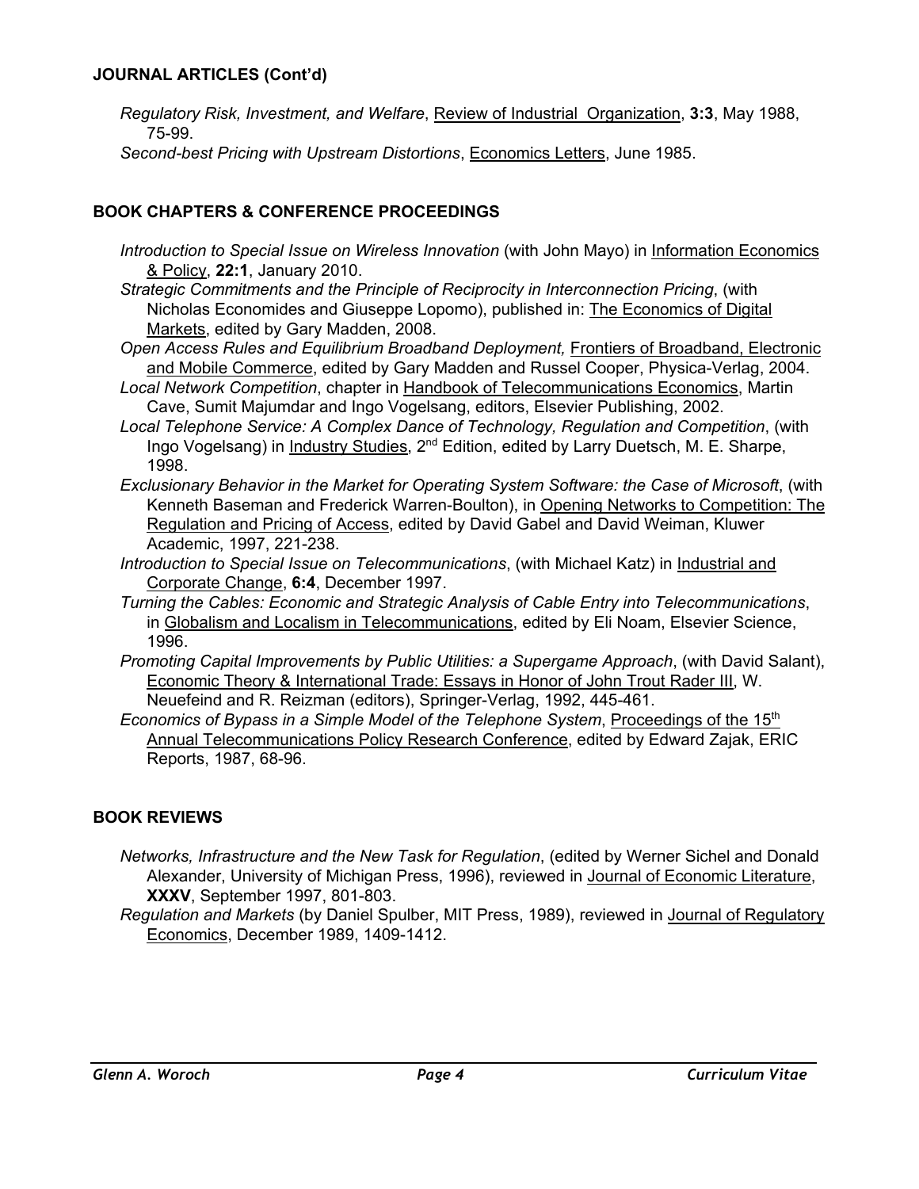## JOURNAL ARTICLES (Cont'd)

*Regulatory Risk, Investment, and Welfare*, Review of Industrial Organization, **3:3**, May 1988, 75-99.

*Second-best Pricing with Upstream Distortions*, Economics Letters, June 1985.

## BOOK CHAPTERS & CONFERENCE PROCEEDINGS

*Introduction to Special Issue on Wireless Innovation* (with John Mayo) in Information Economics & Policy, **22:1**, January 2010.

*Strategic Commitments and the Principle of Reciprocity in Interconnection Pricing*, (with Nicholas Economides and Giuseppe Lopomo), published in: The Economics of Digital Markets, edited by Gary Madden, 2008.

*Open Access Rules and Equilibrium Broadband Deployment,* Frontiers of Broadband, Electronic and Mobile Commerce, edited by Gary Madden and Russel Cooper, Physica-Verlag, 2004.

*Local Network Competition*, chapter in Handbook of Telecommunications Economics, Martin Cave, Sumit Majumdar and Ingo Vogelsang, editors, Elsevier Publishing, 2002.

*Local Telephone Service: A Complex Dance of Technology, Regulation and Competition*, (with Ingo Vogelsang) in Industry Studies, 2nd Edition, edited by Larry Duetsch, M. E. Sharpe, 1998.

*Exclusionary Behavior in the Market for Operating System Software: the Case of Microsoft*, (with Kenneth Baseman and Frederick Warren-Boulton), in Opening Networks to Competition: The Regulation and Pricing of Access, edited by David Gabel and David Weiman, Kluwer Academic, 1997, 221-238.

*Introduction to Special Issue on Telecommunications*, (with Michael Katz) in Industrial and Corporate Change, **6:4**, December 1997.

*Turning the Cables: Economic and Strategic Analysis of Cable Entry into Telecommunications*, in Globalism and Localism in Telecommunications, edited by Eli Noam, Elsevier Science, 1996.

*Promoting Capital Improvements by Public Utilities: a Supergame Approach*, (with David Salant), Economic Theory & International Trade: Essays in Honor of John Trout Rader III, W. Neuefeind and R. Reizman (editors), Springer-Verlag, 1992, 445-461.

*Economics of Bypass in a Simple Model of the Telephone System*, Proceedings of the 15th Annual Telecommunications Policy Research Conference, edited by Edward Zajak, ERIC Reports, 1987, 68-96.

## BOOK REVIEWS

*Networks, Infrastructure and the New Task for Regulation*, (edited by Werner Sichel and Donald Alexander, University of Michigan Press, 1996), reviewed in Journal of Economic Literature, **XXXV**, September 1997, 801-803.

*Regulation and Markets* (by Daniel Spulber, MIT Press, 1989), reviewed in Journal of Regulatory Economics, December 1989, 1409-1412.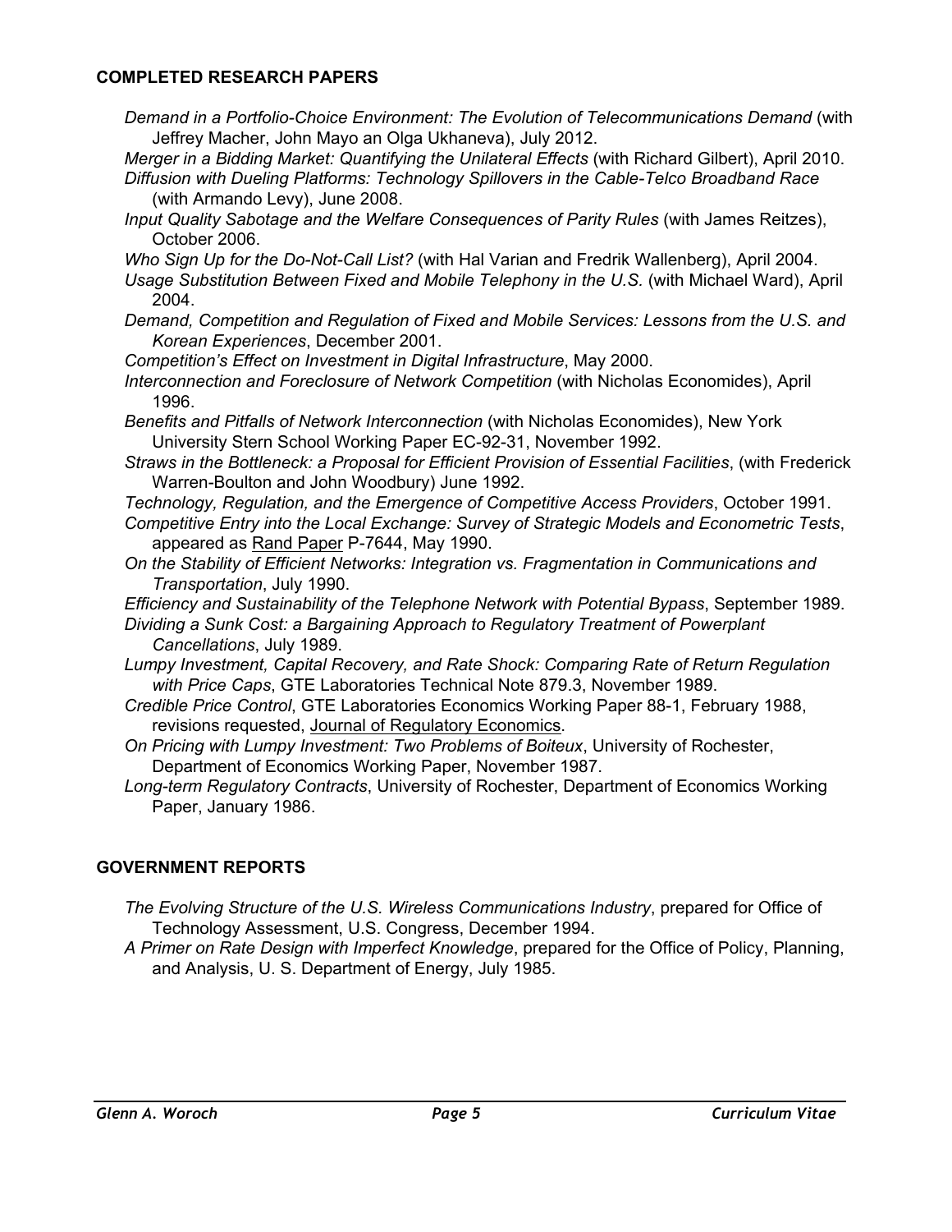## COMPLETED RESEARCH PAPERS

*Demand in a Portfolio-Choice Environment: The Evolution of Telecommunications Demand* (with Jeffrey Macher, John Mayo an Olga Ukhaneva), July 2012.

*Merger in a Bidding Market: Quantifying the Unilateral Effects* (with Richard Gilbert), April 2010.

*Diffusion with Dueling Platforms: Technology Spillovers in the Cable-Telco Broadband Race* (with Armando Levy), June 2008.

*Input Quality Sabotage and the Welfare Consequences of Parity Rules* (with James Reitzes), October 2006.

*Who Sign Up for the Do-Not-Call List?* (with Hal Varian and Fredrik Wallenberg), April 2004.

*Usage Substitution Between Fixed and Mobile Telephony in the U.S.* (with Michael Ward), April 2004.

*Demand, Competition and Regulation of Fixed and Mobile Services: Lessons from the U.S. and Korean Experiences*, December 2001.

*Competition's Effect on Investment in Digital Infrastructure*, May 2000.

*Interconnection and Foreclosure of Network Competition* (with Nicholas Economides), April 1996.

*Benefits and Pitfalls of Network Interconnection* (with Nicholas Economides), New York University Stern School Working Paper EC-92-31, November 1992.

*Straws in the Bottleneck: a Proposal for Efficient Provision of Essential Facilities*, (with Frederick Warren-Boulton and John Woodbury) June 1992.

*Technology, Regulation, and the Emergence of Competitive Access Providers*, October 1991.

*Competitive Entry into the Local Exchange: Survey of Strategic Models and Econometric Tests*, appeared as Rand Paper P-7644, May 1990.

*On the Stability of Efficient Networks: Integration vs. Fragmentation in Communications and Transportation*, July 1990.

*Efficiency and Sustainability of the Telephone Network with Potential Bypass*, September 1989.

*Dividing a Sunk Cost: a Bargaining Approach to Regulatory Treatment of Powerplant Cancellations*, July 1989.

*Lumpy Investment, Capital Recovery, and Rate Shock: Comparing Rate of Return Regulation with Price Caps*, GTE Laboratories Technical Note 879.3, November 1989.

*Credible Price Control*, GTE Laboratories Economics Working Paper 88-1, February 1988, revisions requested, Journal of Regulatory Economics.

*On Pricing with Lumpy Investment: Two Problems of Boiteux*, University of Rochester, Department of Economics Working Paper, November 1987.

*Long-term Regulatory Contracts*, University of Rochester, Department of Economics Working Paper, January 1986.

## GOVERNMENT REPORTS

*The Evolving Structure of the U.S. Wireless Communications Industry*, prepared for Office of Technology Assessment, U.S. Congress, December 1994.

*A Primer on Rate Design with Imperfect Knowledge*, prepared for the Office of Policy, Planning, and Analysis, U. S. Department of Energy, July 1985.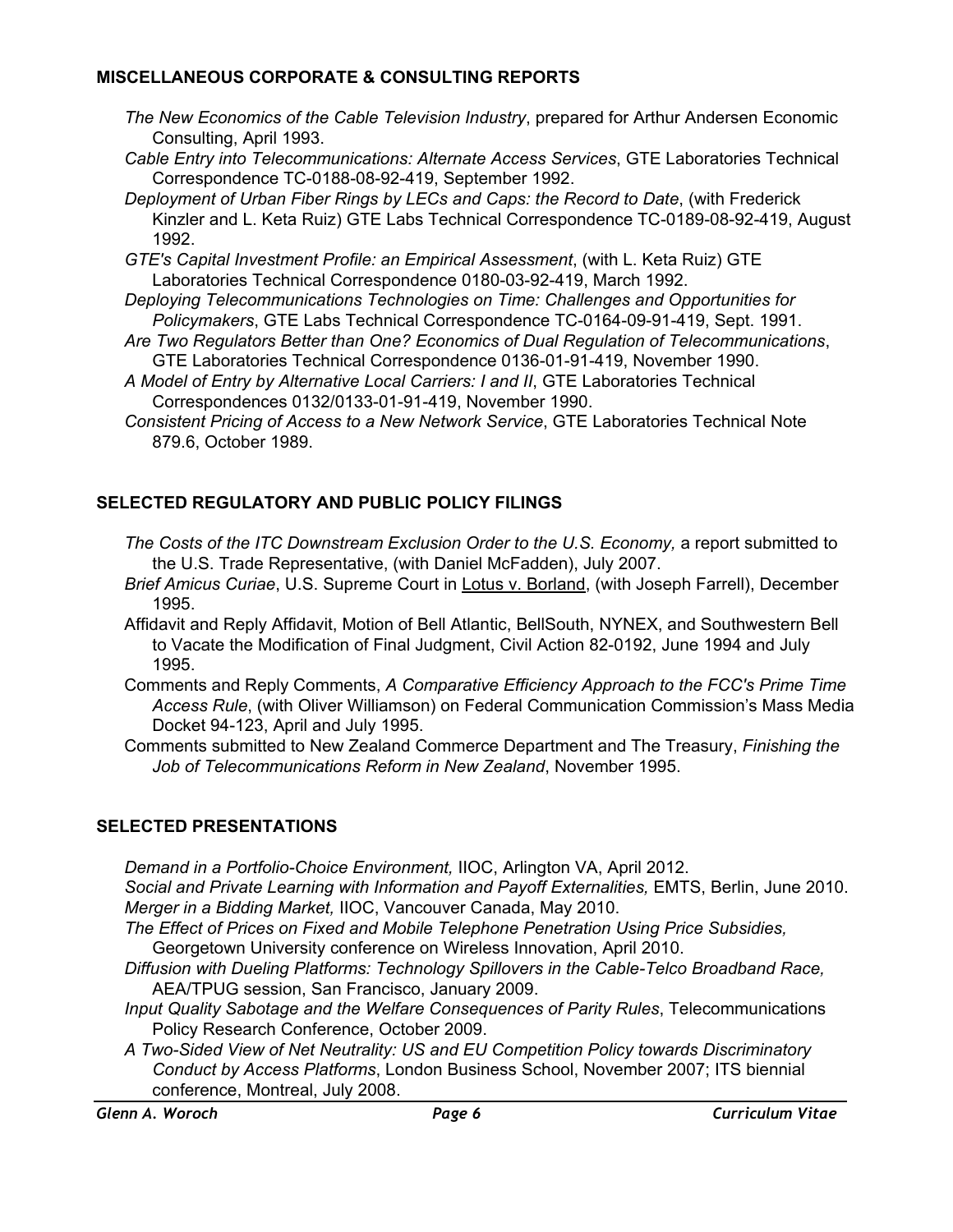## MISCELLANEOUS CORPORATE & CONSULTING REPORTS

*The New Economics of the Cable Television Industry*, prepared for Arthur Andersen Economic Consulting, April 1993.

*Cable Entry into Telecommunications: Alternate Access Services*, GTE Laboratories Technical Correspondence TC-0188-08-92-419, September 1992.

*Deployment of Urban Fiber Rings by LECs and Caps: the Record to Date*, (with Frederick Kinzler and L. Keta Ruiz) GTE Labs Technical Correspondence TC-0189-08-92-419, August 1992.

*GTE's Capital Investment Profile: an Empirical Assessment*, (with L. Keta Ruiz) GTE Laboratories Technical Correspondence 0180-03-92-419, March 1992.

*Deploying Telecommunications Technologies on Time: Challenges and Opportunities for Policymakers*, GTE Labs Technical Correspondence TC-0164-09-91-419, Sept. 1991.

*Are Two Regulators Better than One? Economics of Dual Regulation of Telecommunications*, GTE Laboratories Technical Correspondence 0136-01-91-419, November 1990.

*A Model of Entry by Alternative Local Carriers: I and II*, GTE Laboratories Technical Correspondences 0132/0133-01-91-419, November 1990.

*Consistent Pricing of Access to a New Network Service*, GTE Laboratories Technical Note 879.6, October 1989.

## SELECTED REGULATORY AND PUBLIC POLICY FILINGS

*The Costs of the ITC Downstream Exclusion Order to the U.S. Economy,* a report submitted to the U.S. Trade Representative, (with Daniel McFadden), July 2007.

*Brief Amicus Curiae*, U.S. Supreme Court in Lotus v. Borland, (with Joseph Farrell), December 1995.

Affidavit and Reply Affidavit, Motion of Bell Atlantic, BellSouth, NYNEX, and Southwestern Bell to Vacate the Modification of Final Judgment, Civil Action 82-0192, June 1994 and July 1995.

Comments and Reply Comments, *A Comparative Efficiency Approach to the FCC's Prime Time Access Rule*, (with Oliver Williamson) on Federal Communication Commission's Mass Media Docket 94-123, April and July 1995.

Comments submitted to New Zealand Commerce Department and The Treasury, *Finishing the Job of Telecommunications Reform in New Zealand*, November 1995.

## SELECTED PRESENTATIONS

*Demand in a Portfolio-Choice Environment,* IIOC, Arlington VA, April 2012.

*Social and Private Learning with Information and Payoff Externalities,* EMTS, Berlin, June 2010.

*Merger in a Bidding Market,* IIOC, Vancouver Canada, May 2010.

*The Effect of Prices on Fixed and Mobile Telephone Penetration Using Price Subsidies,* Georgetown University conference on Wireless Innovation, April 2010.

*Diffusion with Dueling Platforms: Technology Spillovers in the Cable-Telco Broadband Race,* AEA/TPUG session, San Francisco, January 2009.

*Input Quality Sabotage and the Welfare Consequences of Parity Rules*, Telecommunications Policy Research Conference, October 2009.

*A Two-Sided View of Net Neutrality: US and EU Competition Policy towards Discriminatory Conduct by Access Platforms*, London Business School, November 2007; ITS biennial conference, Montreal, July 2008.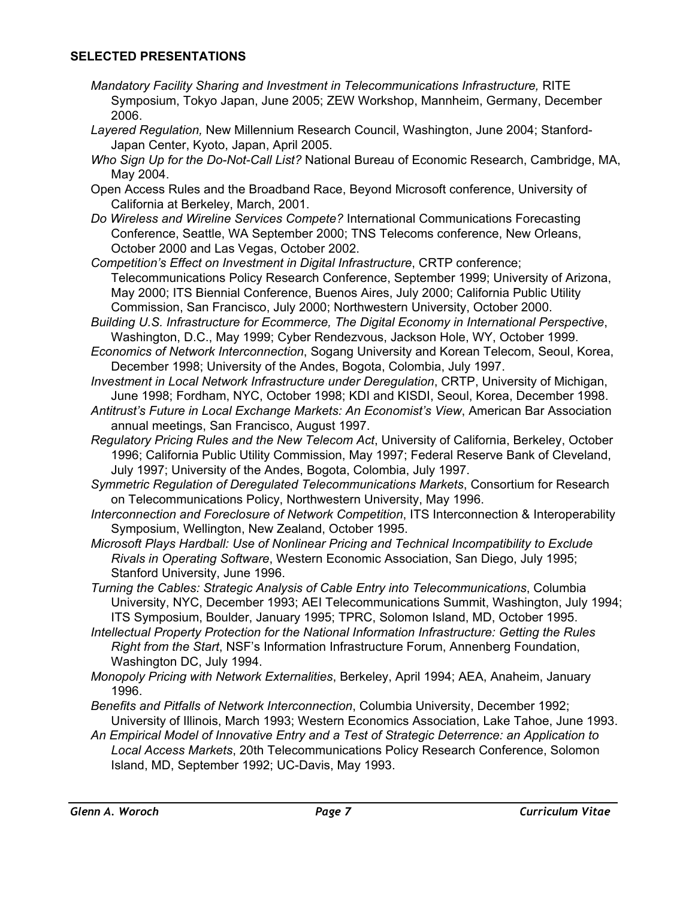## SELECTED PRESENTATIONS

*Mandatory Facility Sharing and Investment in Telecommunications Infrastructure,* RITE Symposium, Tokyo Japan, June 2005; ZEW Workshop, Mannheim, Germany, December 2006.

*Layered Regulation,* New Millennium Research Council, Washington, June 2004; Stanford-Japan Center, Kyoto, Japan, April 2005.

*Who Sign Up for the Do-Not-Call List?* National Bureau of Economic Research, Cambridge, MA, May 2004.

Open Access Rules and the Broadband Race, Beyond Microsoft conference, University of California at Berkeley, March, 2001.

*Do Wireless and Wireline Services Compete?* International Communications Forecasting Conference, Seattle, WA September 2000; TNS Telecoms conference, New Orleans, October 2000 and Las Vegas, October 2002.

*Competition's Effect on Investment in Digital Infrastructure*, CRTP conference; Telecommunications Policy Research Conference, September 1999; University of Arizona, May 2000; ITS Biennial Conference, Buenos Aires, July 2000; California Public Utility Commission, San Francisco, July 2000; Northwestern University, October 2000.

*Building U.S. Infrastructure for Ecommerce, The Digital Economy in International Perspective*, Washington, D.C., May 1999; Cyber Rendezvous, Jackson Hole, WY, October 1999.

*Economics of Network Interconnection*, Sogang University and Korean Telecom, Seoul, Korea, December 1998; University of the Andes, Bogota, Colombia, July 1997.

*Investment in Local Network Infrastructure under Deregulation*, CRTP, University of Michigan, June 1998; Fordham, NYC, October 1998; KDI and KISDI, Seoul, Korea, December 1998.

*Antitrust's Future in Local Exchange Markets: An Economist's View*, American Bar Association annual meetings, San Francisco, August 1997.

*Regulatory Pricing Rules and the New Telecom Act*, University of California, Berkeley, October 1996; California Public Utility Commission, May 1997; Federal Reserve Bank of Cleveland, July 1997; University of the Andes, Bogota, Colombia, July 1997.

*Symmetric Regulation of Deregulated Telecommunications Markets*, Consortium for Research on Telecommunications Policy, Northwestern University, May 1996.

*Interconnection and Foreclosure of Network Competition*, ITS Interconnection & Interoperability Symposium, Wellington, New Zealand, October 1995.

*Microsoft Plays Hardball: Use of Nonlinear Pricing and Technical Incompatibility to Exclude Rivals in Operating Software*, Western Economic Association, San Diego, July 1995; Stanford University, June 1996.

*Turning the Cables: Strategic Analysis of Cable Entry into Telecommunications*, Columbia University, NYC, December 1993; AEI Telecommunications Summit, Washington, July 1994; ITS Symposium, Boulder, January 1995; TPRC, Solomon Island, MD, October 1995.

*Intellectual Property Protection for the National Information Infrastructure: Getting the Rules Right from the Start*, NSF's Information Infrastructure Forum, Annenberg Foundation, Washington DC, July 1994.

*Monopoly Pricing with Network Externalities*, Berkeley, April 1994; AEA, Anaheim, January 1996.

*Benefits and Pitfalls of Network Interconnection*, Columbia University, December 1992; University of Illinois, March 1993; Western Economics Association, Lake Tahoe, June 1993.

*An Empirical Model of Innovative Entry and a Test of Strategic Deterrence: an Application to Local Access Markets*, 20th Telecommunications Policy Research Conference, Solomon Island, MD, September 1992; UC-Davis, May 1993.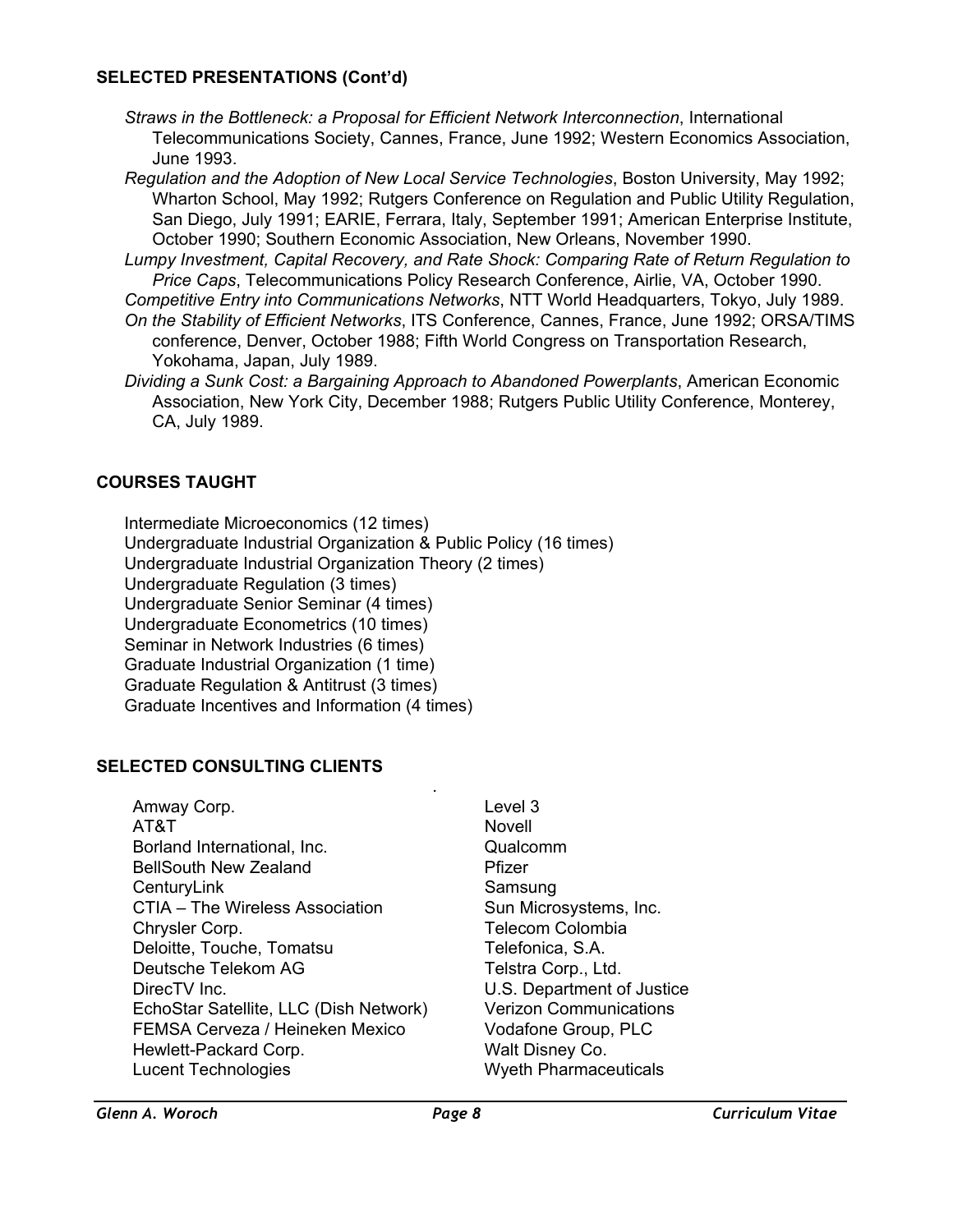## SELECTED PRESENTATIONS (Cont'd)

*Straws in the Bottleneck: a Proposal for Efficient Network Interconnection*, International Telecommunications Society, Cannes, France, June 1992; Western Economics Association, June 1993.

*Regulation and the Adoption of New Local Service Technologies*, Boston University, May 1992; Wharton School, May 1992; Rutgers Conference on Regulation and Public Utility Regulation, San Diego, July 1991; EARIE, Ferrara, Italy, September 1991; American Enterprise Institute, October 1990; Southern Economic Association, New Orleans, November 1990.

*Lumpy Investment, Capital Recovery, and Rate Shock: Comparing Rate of Return Regulation to Price Caps*, Telecommunications Policy Research Conference, Airlie, VA, October 1990.

*Competitive Entry into Communications Networks*, NTT World Headquarters, Tokyo, July 1989.

*On the Stability of Efficient Networks*, ITS Conference, Cannes, France, June 1992; ORSA/TIMS conference, Denver, October 1988; Fifth World Congress on Transportation Research, Yokohama, Japan, July 1989.

*Dividing a Sunk Cost: a Bargaining Approach to Abandoned Powerplants*, American Economic Association, New York City, December 1988; Rutgers Public Utility Conference, Monterey, CA, July 1989.

## COURSES TAUGHT

Intermediate Microeconomics (12 times)
Undergraduate Industrial Organization & Public Policy (16 times)
Undergraduate Industrial Organization Theory (2 times)
Undergraduate Regulation (3 times)
Undergraduate Senior Seminar (4 times)
Undergraduate Econometrics (10 times)
Seminar in Network Industries (6 times)
Graduate Industrial Organization (1 time)
Graduate Regulation & Antitrust (3 times)
Graduate Incentives and Information (4 times)

## SELECTED CONSULTING CLIENTS

Amway Corp.
AT&T
Borland International, Inc.
BellSouth New Zealand
CenturyLink
CTIA – The Wireless Association
Chrysler Corp.
Deloitte, Touche, Tomatsu
Deutsche Telekom AG
DirecTV Inc.
EchoStar Satellite, LLC (Dish Network)
FEMSA Cerveza / Heineken Mexico
Hewlett-Packard Corp.
Lucent Technologies
Level 3
Novell
Qualcomm
Pfizer
Samsung
Sun Microsystems, Inc.
Telecom Colombia
Telefonica, S.A.
Telstra Corp., Ltd.
U.S. Department of Justice
Verizon Communications
Vodafone Group, PLC
Walt Disney Co.
Wyeth Pharmaceuticals